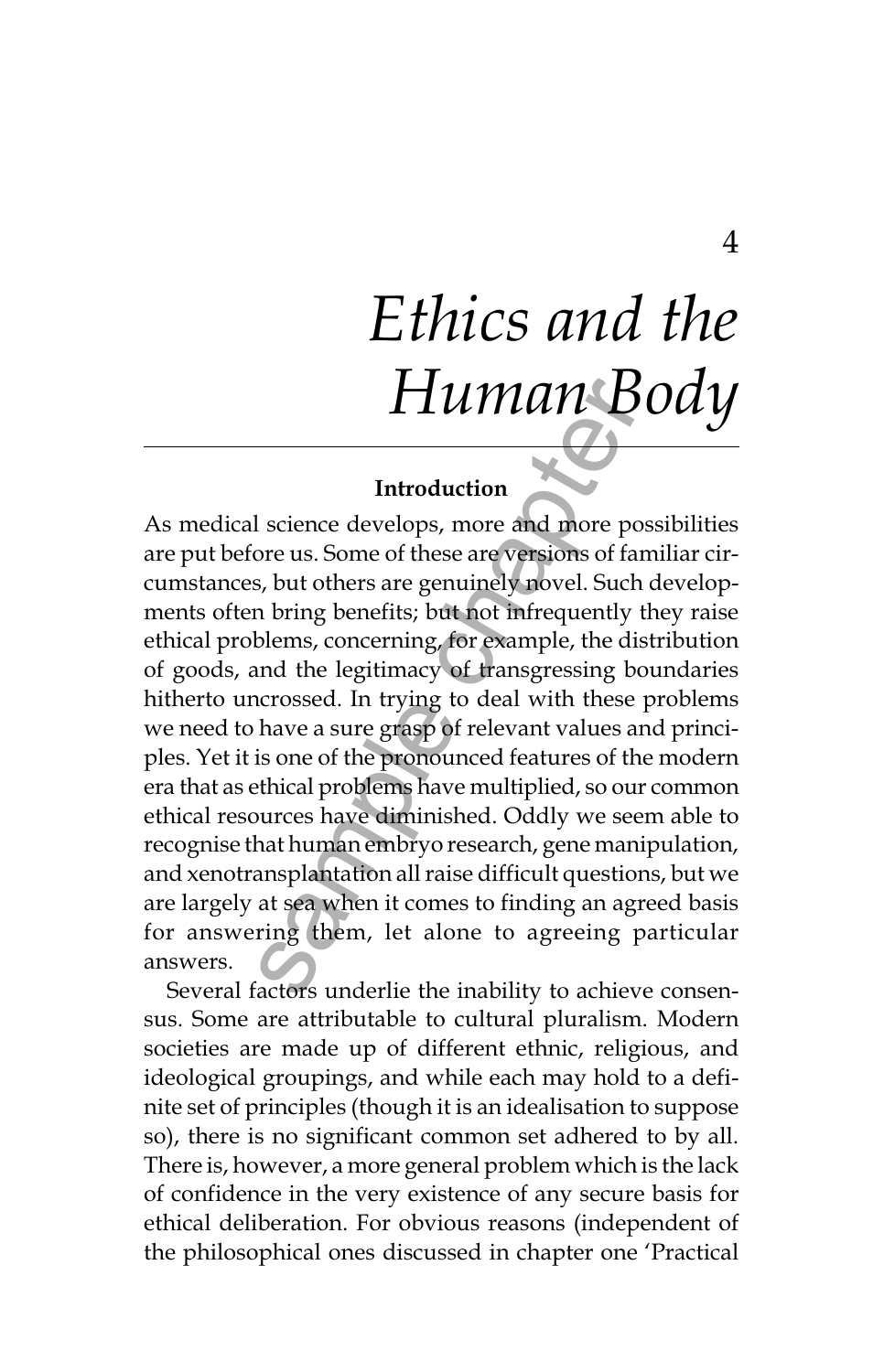# Ethics and the Human Body

## Introduction

As medical science develops, more and more possibilities are put before us. Some of these are versions of familiar circumstances, but others are genuinely novel. Such developments often bring benefits; but not infrequently they raise ethical problems, concerning, for example, the distribution of goods, and the legitimacy of transgressing boundaries hitherto uncrossed. In trying to deal with these problems we need to have a sure grasp of relevant values and principles. Yet it is one of the pronounced features of the modern era that as ethical problems have multiplied, so our common ethical resources have diminished. Oddly we seem able to recognise that human embryo research, gene manipulation, and xenotransplantation all raise difficult questions, but we are largely at sea when it comes to finding an agreed basis for answering them, let alone to agreeing particular answers.

Several factors underlie the inability to achieve consensus. Some are attributable to cultural pluralism. Modern societies are made up of different ethnic, religious, and ideological groupings, and while each may hold to a definite set of principles (though it is an idealisation to suppose so), there is no significant common set adhered to by all. There is, however, a more general problem which is the lack of confidence in the very existence of any secure basis for ethical deliberation. For obvious reasons (independent of the philosophical ones discussed in chapter one 'Practical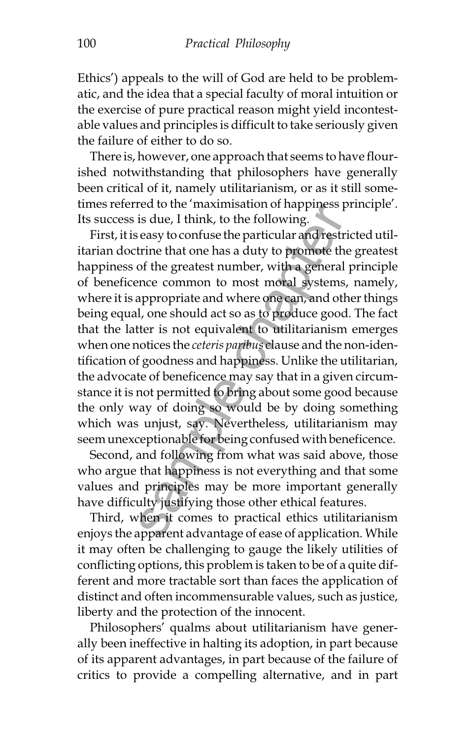Ethics') appeals to the will of God are held to be problematic, and the idea that a special faculty of moral intuition or the exercise of pure practical reason might yield incontestable values and principles is difficult to take seriously given the failure of either to do so.

There is, however, one approach that seems to have flourished notwithstanding that philosophers have generally been critical of it, namely utilitarianism, or as it still sometimes referred to the 'maximisation of happiness principle'. Its success is due, I think, to the following.

First, it is easy to confuse the particular and restricted utilitarian doctrine that one has a duty to promote the greatest happiness of the greatest number, with a general principle of beneficence common to most moral systems, namely, where it is appropriate and where one can, and other things being equal, one should act so as to produce good. The fact that the latter is not equivalent to utilitarianism emerges when one notices the *ceteris paribus* clause and the non-identification of goodness and happiness. Unlike the utilitarian, the advocate of beneficence may say that in a given circumstance it is not permitted to bring about some good because the only way of doing so would be by doing something which was unjust, say. Nevertheless, utilitarianism may seem unexceptionable for being confused with beneficence.

Second, and following from what was said above, those who argue that happiness is not everything and that some values and principles may be more important generally have difficulty justifying those other ethical features.

Third, when it comes to practical ethics utilitarianism enjoys the apparent advantage of ease of application. While it may often be challenging to gauge the likely utilities of conflicting options, this problem is taken to be of a quite different and more tractable sort than faces the application of distinct and often incommensurable values, such as justice, liberty and the protection of the innocent.

Philosophers' qualms about utilitarianism have generally been ineffective in halting its adoption, in part because of its apparent advantages, in part because of the failure of critics to provide a compelling alternative, and in part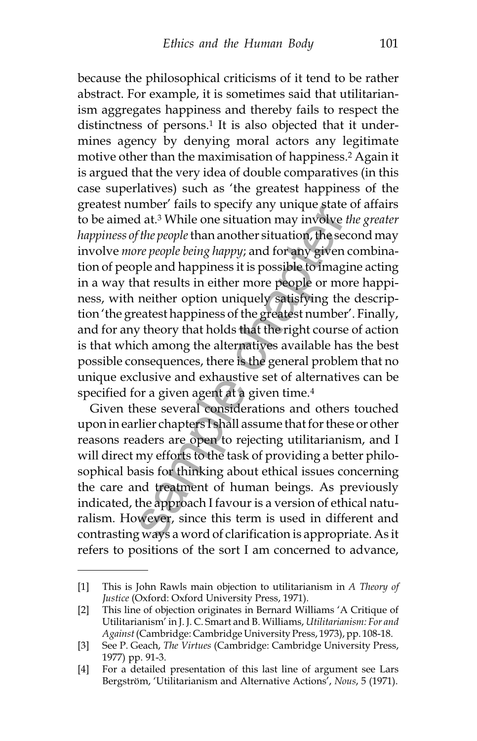because the philosophical criticisms of it tend to be rather abstract. For example, it is sometimes said that utilitarianism aggregates happiness and thereby fails to respect the distinctness of persons.[1] It is also objected that it undermines agency by denying moral actors any legitimate motive other than the maximisation of happiness.[2] Again it is argued that the very idea of double comparatives (in this case superlatives) such as 'the greatest happiness of the greatest number' fails to specify any unique state of affairs to be aimed at.[3] While one situation may involve *the greater happiness of the people* than another situation, the second may involve *more people being happy*; and for any given combination of people and happiness it is possible to imagine acting in a way that results in either more people or more happiness, with neither option uniquely satisfying the description 'the greatest happiness of the greatest number'. Finally, and for any theory that holds that the right course of action is that which among the alternatives available has the best possible consequences, there is the general problem that no unique exclusive and exhaustive set of alternatives can be specified for a given agent at a given time.[4]

Given these several considerations and others touched upon in earlier chapters I shall assume that for these or other reasons readers are open to rejecting utilitarianism, and I will direct my efforts to the task of providing a better philosophical basis for thinking about ethical issues concerning the care and treatment of human beings. As previously indicated, the approach I favour is a version of ethical naturalism. However, since this term is used in different and contrasting ways a word of clarification is appropriate. As it refers to positions of the sort I am concerned to advance,

---

[1] This is John Rawls main objection to utilitarianism in *A Theory of Justice* (Oxford: Oxford University Press, 1971).

[2] This line of objection originates in Bernard Williams 'A Critique of Utilitarianism' in J. J. C. Smart and B. Williams, *Utilitarianism: For and Against* (Cambridge: Cambridge University Press, 1973), pp. 108-18.

[3] See P. Geach, *The Virtues* (Cambridge: Cambridge University Press, 1977) pp. 91-3.

[4] For a detailed presentation of this last line of argument see Lars Bergström, 'Utilitarianism and Alternative Actions', *Nous*, 5 (1971).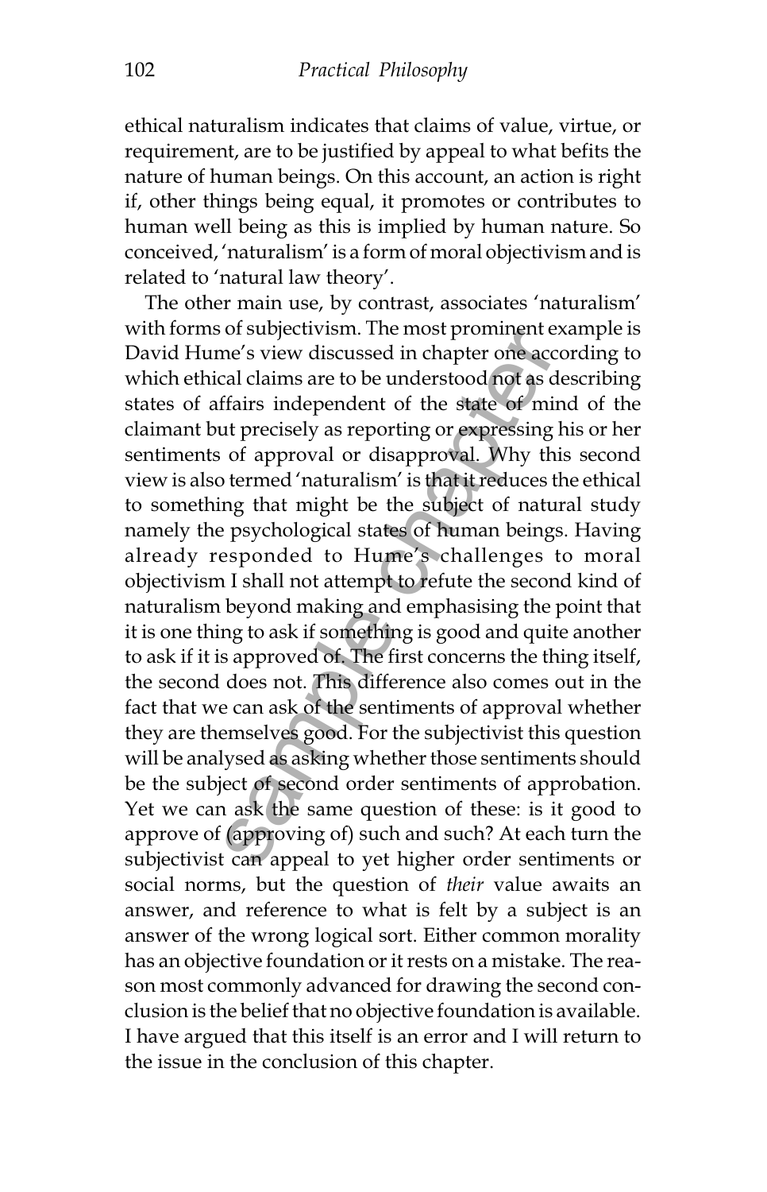ethical naturalism indicates that claims of value, virtue, or requirement, are to be justified by appeal to what befits the nature of human beings. On this account, an action is right if, other things being equal, it promotes or contributes to human well being as this is implied by human nature. So conceived, 'naturalism' is a form of moral objectivism and is related to 'natural law theory'.

The other main use, by contrast, associates 'naturalism' with forms of subjectivism. The most prominent example is David Hume's view discussed in chapter one according to which ethical claims are to be understood not as describing states of affairs independent of the state of mind of the claimant but precisely as reporting or expressing his or her sentiments of approval or disapproval. Why this second view is also termed 'naturalism' is that it reduces the ethical to something that might be the subject of natural study namely the psychological states of human beings. Having already responded to Hume's challenges to moral objectivism I shall not attempt to refute the second kind of naturalism beyond making and emphasising the point that it is one thing to ask if something is good and quite another to ask if it is approved of. The first concerns the thing itself, the second does not. This difference also comes out in the fact that we can ask of the sentiments of approval whether they are themselves good. For the subjectivist this question will be analysed as asking whether those sentiments should be the subject of second order sentiments of approbation. Yet we can ask the same question of these: is it good to approve of (approving of) such and such? At each turn the subjectivist can appeal to yet higher order sentiments or social norms, but the question of *their* value awaits an answer, and reference to what is felt by a subject is an answer of the wrong logical sort. Either common morality has an objective foundation or it rests on a mistake. The reason most commonly advanced for drawing the second conclusion is the belief that no objective foundation is available. I have argued that this itself is an error and I will return to the issue in the conclusion of this chapter.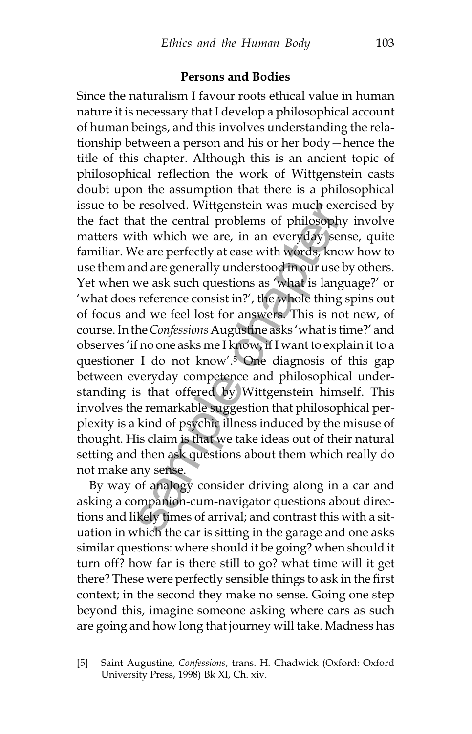### Persons and Bodies

Since the naturalism I favour roots ethical value in human nature it is necessary that I develop a philosophical account of human beings, and this involves understanding the relationship between a person and his or her body—hence the title of this chapter. Although this is an ancient topic of philosophical reflection the work of Wittgenstein casts doubt upon the assumption that there is a philosophical issue to be resolved. Wittgenstein was much exercised by the fact that the central problems of philosophy involve matters with which we are, in an everyday sense, quite familiar. We are perfectly at ease with words, know how to use them and are generally understood in our use by others. Yet when we ask such questions as 'what is language?' or 'what does reference consist in?', the whole thing spins out of focus and we feel lost for answers. This is not new, of course. In the *Confessions* Augustine asks 'what is time?' and observes 'if no one asks me I know; if I want to explain it to a questioner I do not know'.[5] One diagnosis of this gap between everyday competence and philosophical understanding is that offered by Wittgenstein himself. This involves the remarkable suggestion that philosophical perplexity is a kind of psychic illness induced by the misuse of thought. His claim is that we take ideas out of their natural setting and then ask questions about them which really do not make any sense.

By way of analogy consider driving along in a car and asking a companion-cum-navigator questions about directions and likely times of arrival; and contrast this with a situation in which the car is sitting in the garage and one asks similar questions: where should it be going? when should it turn off? how far is there still to go? what time will it get there? These were perfectly sensible things to ask in the first context; in the second they make no sense. Going one step beyond this, imagine someone asking where cars as such are going and how long that journey will take. Madness has

[5] Saint Augustine, *Confessions*, trans. H. Chadwick (Oxford: Oxford University Press, 1998) Bk XI, Ch. xiv.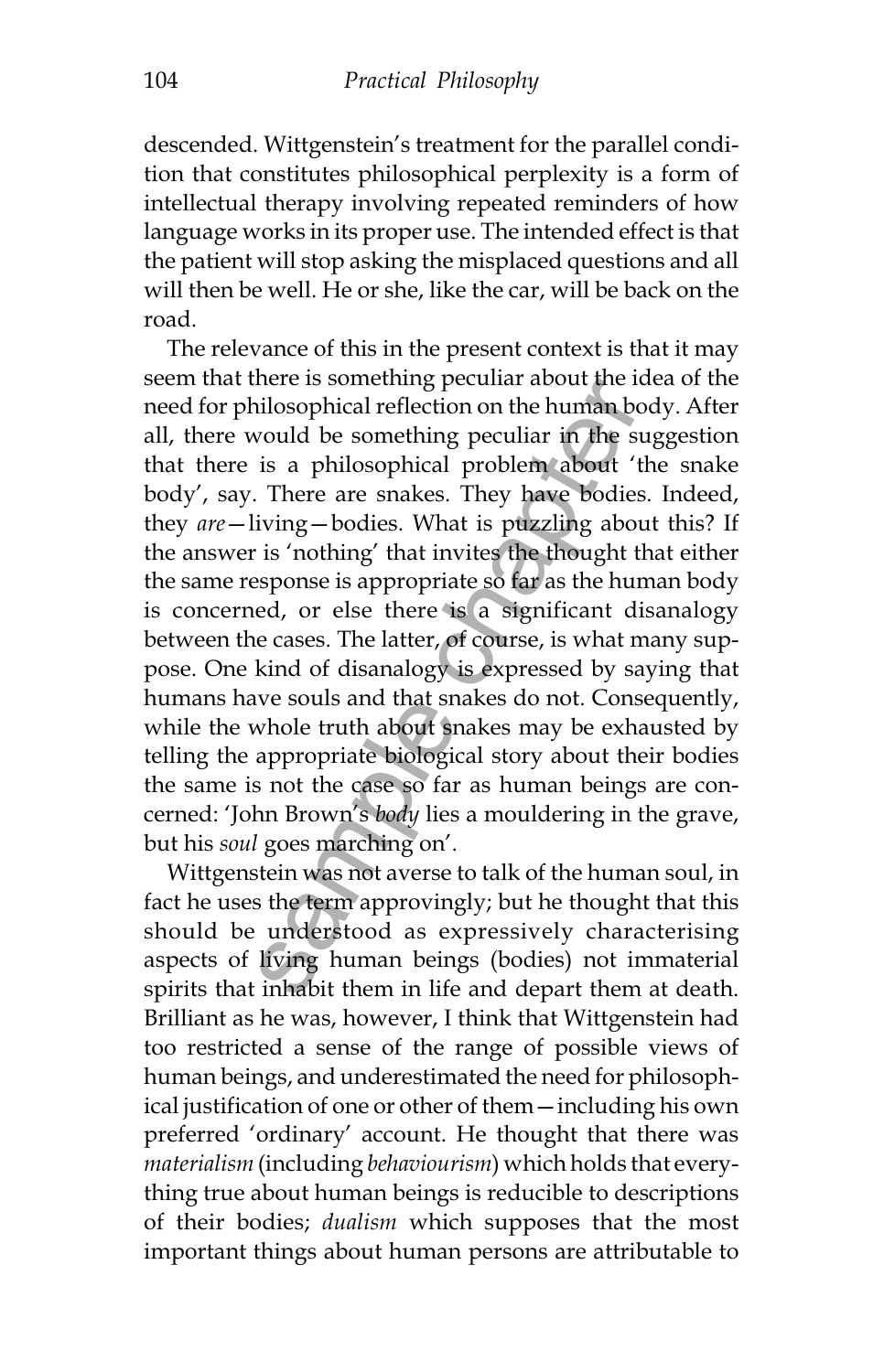descended. Wittgenstein's treatment for the parallel condition that constitutes philosophical perplexity is a form of intellectual therapy involving repeated reminders of how language works in its proper use. The intended effect is that the patient will stop asking the misplaced questions and all will then be well. He or she, like the car, will be back on the road.

The relevance of this in the present context is that it may seem that there is something peculiar about the idea of the need for philosophical reflection on the human body. After all, there would be something peculiar in the suggestion that there is a philosophical problem about 'the snake body', say. There are snakes. They have bodies. Indeed, they *are*—living—bodies. What is puzzling about this? If the answer is 'nothing' that invites the thought that either the same response is appropriate so far as the human body is concerned, or else there is a significant disanalogy between the cases. The latter, of course, is what many suppose. One kind of disanalogy is expressed by saying that humans have souls and that snakes do not. Consequently, while the whole truth about snakes may be exhausted by telling the appropriate biological story about their bodies the same is not the case so far as human beings are concerned: 'John Brown's *body* lies a mouldering in the grave, but his *soul* goes marching on'.

Wittgenstein was not averse to talk of the human soul, in fact he uses the term approvingly; but he thought that this should be understood as expressively characterising aspects of living human beings (bodies) not immaterial spirits that inhabit them in life and depart them at death. Brilliant as he was, however, I think that Wittgenstein had too restricted a sense of the range of possible views of human beings, and underestimated the need for philosophical justification of one or other of them—including his own preferred 'ordinary' account. He thought that there was *materialism* (including *behaviourism*) which holds that everything true about human beings is reducible to descriptions of their bodies; *dualism* which supposes that the most important things about human persons are attributable to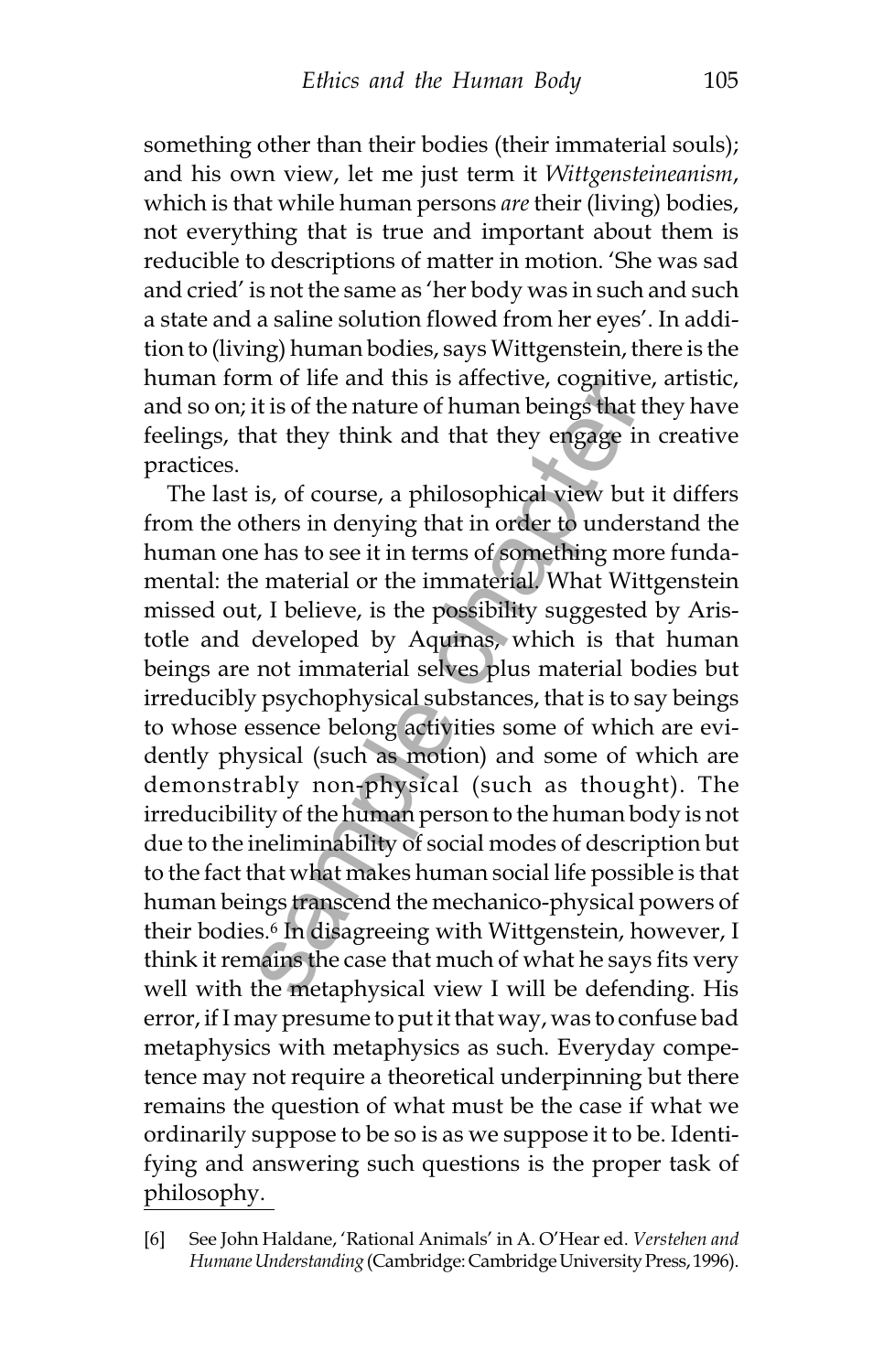something other than their bodies (their immaterial souls); and his own view, let me just term it *Wittgensteineanism*, which is that while human persons *are* their (living) bodies, not everything that is true and important about them is reducible to descriptions of matter in motion. 'She was sad and cried' is not the same as 'her body was in such and such a state and a saline solution flowed from her eyes'. In addition to (living) human bodies, says Wittgenstein, there is the human form of life and this is affective, cognitive, artistic, and so on; it is of the nature of human beings that they have feelings, that they think and that they engage in creative practices.

The last is, of course, a philosophical view but it differs from the others in denying that in order to understand the human one has to see it in terms of something more fundamental: the material or the immaterial. What Wittgenstein missed out, I believe, is the possibility suggested by Aristotle and developed by Aquinas, which is that human beings are not immaterial selves plus material bodies but irreducibly psychophysical substances, that is to say beings to whose essence belong activities some of which are evidently physical (such as motion) and some of which are demonstrably non-physical (such as thought). The irreducibility of the human person to the human body is not due to the ineliminability of social modes of description but to the fact that what makes human social life possible is that human beings transcend the mechanico-physical powers of their bodies.[6] In disagreeing with Wittgenstein, however, I think it remains the case that much of what he says fits very well with the metaphysical view I will be defending. His error, if I may presume to put it that way, was to confuse bad metaphysics with metaphysics as such. Everyday competence may not require a theoretical underpinning but there remains the question of what must be the case if what we ordinarily suppose to be so is as we suppose it to be. Identifying and answering such questions is the proper task of philosophy.

[6] See John Haldane, 'Rational Animals' in A. O'Hear ed. *Verstehen and Humane Understanding* (Cambridge: Cambridge University Press, 1996).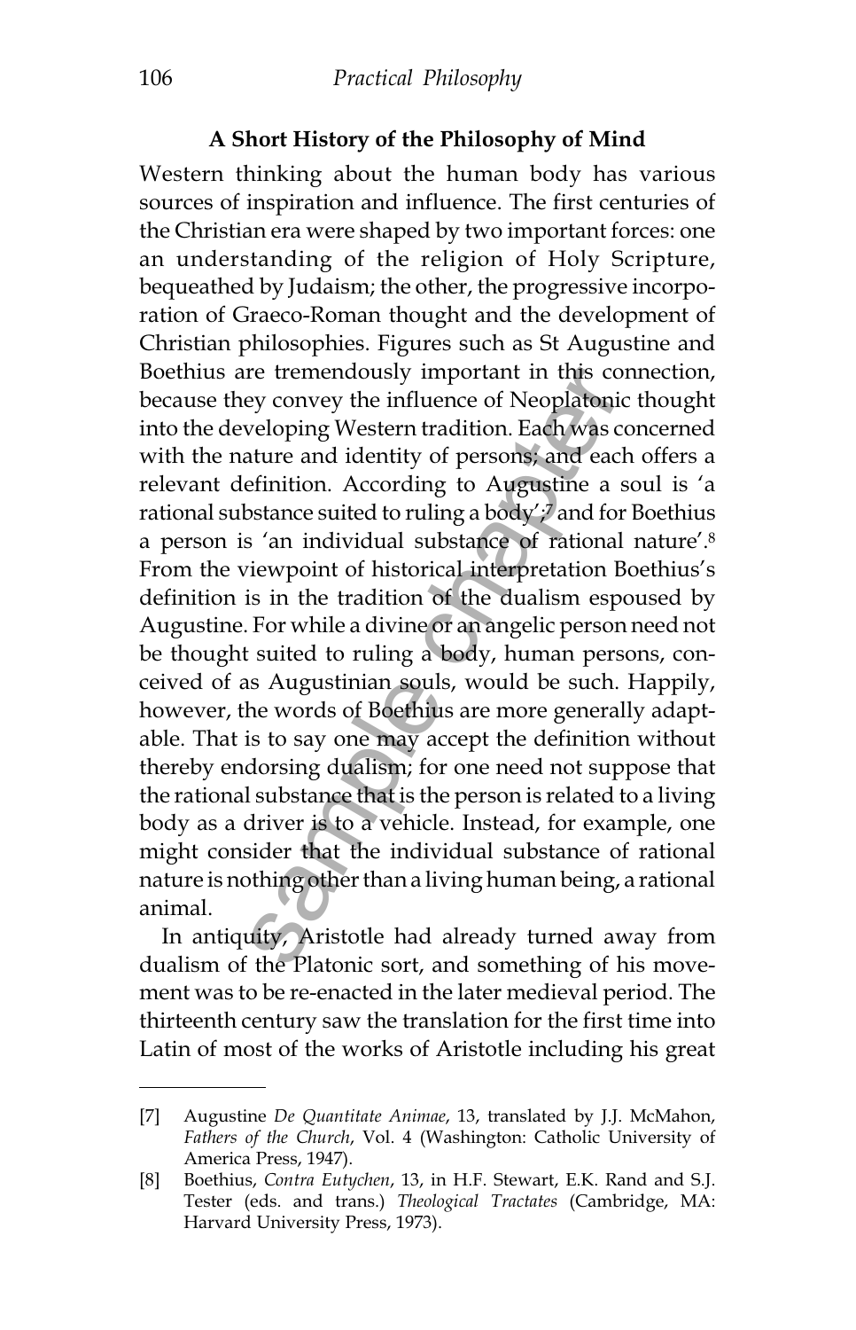### A Short History of the Philosophy of Mind

Western thinking about the human body has various sources of inspiration and influence. The first centuries of the Christian era were shaped by two important forces: one an understanding of the religion of Holy Scripture, bequeathed by Judaism; the other, the progressive incorporation of Graeco-Roman thought and the development of Christian philosophies. Figures such as St Augustine and Boethius are tremendously important in this connection, because they convey the influence of Neoplatonic thought into the developing Western tradition. Each was concerned with the nature and identity of persons; and each offers a relevant definition. According to Augustine a soul is 'a rational substance suited to ruling a body';[7] and for Boethius a person is 'an individual substance of rational nature'.[8] From the viewpoint of historical interpretation Boethius's definition is in the tradition of the dualism espoused by Augustine. For while a divine or an angelic person need not be thought suited to ruling a body, human persons, conceived of as Augustinian souls, would be such. Happily, however, the words of Boethius are more generally adaptable. That is to say one may accept the definition without thereby endorsing dualism; for one need not suppose that the rational substance that is the person is related to a living body as a driver is to a vehicle. Instead, for example, one might consider that the individual substance of rational nature is nothing other than a living human being, a rational animal.

In antiquity, Aristotle had already turned away from dualism of the Platonic sort, and something of his movement was to be re-enacted in the later medieval period. The thirteenth century saw the translation for the first time into Latin of most of the works of Aristotle including his great

---

[7] Augustine *De Quantitate Animae*, 13, translated by J.J. McMahon, *Fathers of the Church*, Vol. 4 (Washington: Catholic University of America Press, 1947).

[8] Boethius, *Contra Eutychen*, 13, in H.F. Stewart, E.K. Rand and S.J. Tester (eds. and trans.) *Theological Tractates* (Cambridge, MA: Harvard University Press, 1973).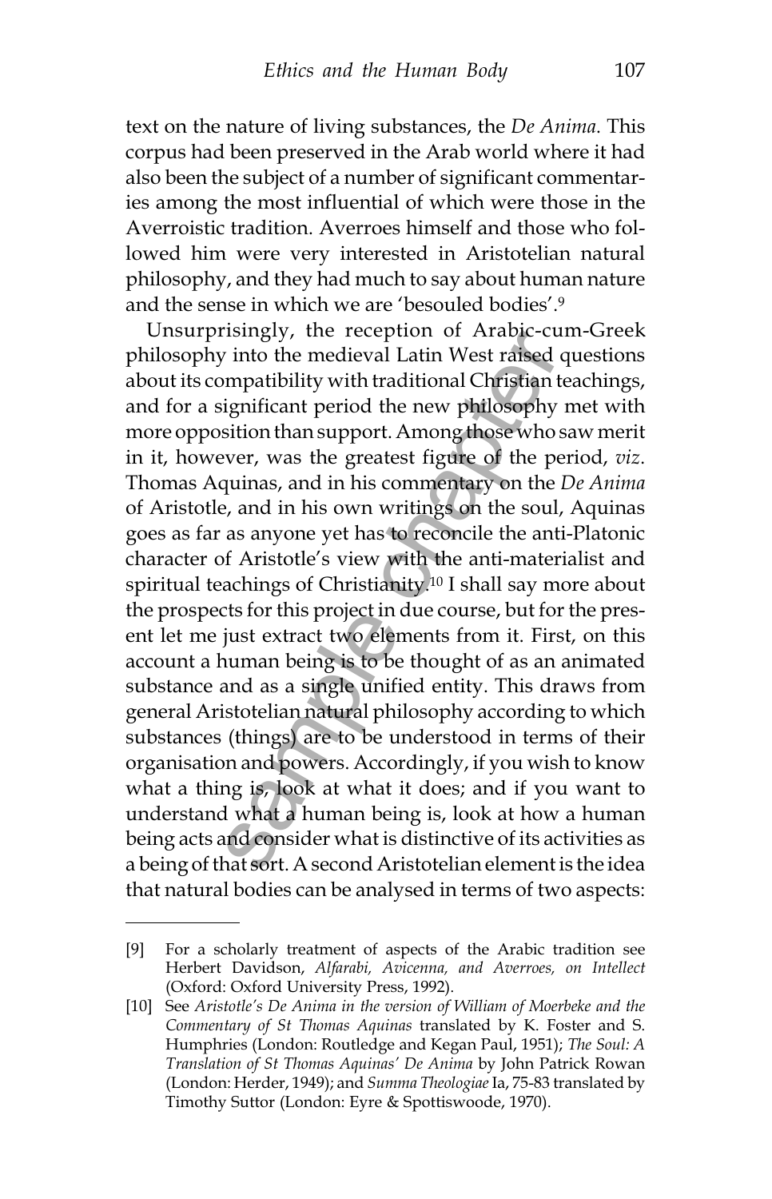text on the nature of living substances, the *De Anima*. This corpus had been preserved in the Arab world where it had also been the subject of a number of significant commentaries among the most influential of which were those in the Averroistic tradition. Averroes himself and those who followed him were very interested in Aristotelian natural philosophy, and they had much to say about human nature and the sense in which we are 'besouled bodies'.[9]

Unsurprisingly, the reception of Arabic-cum-Greek philosophy into the medieval Latin West raised questions about its compatibility with traditional Christian teachings, and for a significant period the new philosophy met with more opposition than support. Among those who saw merit in it, however, was the greatest figure of the period, *viz*. Thomas Aquinas, and in his commentary on the *De Anima* of Aristotle, and in his own writings on the soul, Aquinas goes as far as anyone yet has to reconcile the anti-Platonic character of Aristotle's view with the anti-materialist and spiritual teachings of Christianity.[10] I shall say more about the prospects for this project in due course, but for the present let me just extract two elements from it. First, on this account a human being is to be thought of as an animated substance and as a single unified entity. This draws from general Aristotelian natural philosophy according to which substances (things) are to be understood in terms of their organisation and powers. Accordingly, if you wish to know what a thing is, look at what it does; and if you want to understand what a human being is, look at how a human being acts and consider what is distinctive of its activities as a being of that sort. A second Aristotelian element is the idea that natural bodies can be analysed in terms of two aspects:

---

[9] For a scholarly treatment of aspects of the Arabic tradition see Herbert Davidson, *Alfarabi, Avicenna, and Averroes, on Intellect* (Oxford: Oxford University Press, 1992).

[10] See *Aristotle's De Anima in the version of William of Moerbeke and the Commentary of St Thomas Aquinas* translated by K. Foster and S. Humphries (London: Routledge and Kegan Paul, 1951); *The Soul: A Translation of St Thomas Aquinas' De Anima* by John Patrick Rowan (London: Herder, 1949); and *Summa Theologiae* Ia, 75-83 translated by Timothy Suttor (London: Eyre & Spottiswoode, 1970).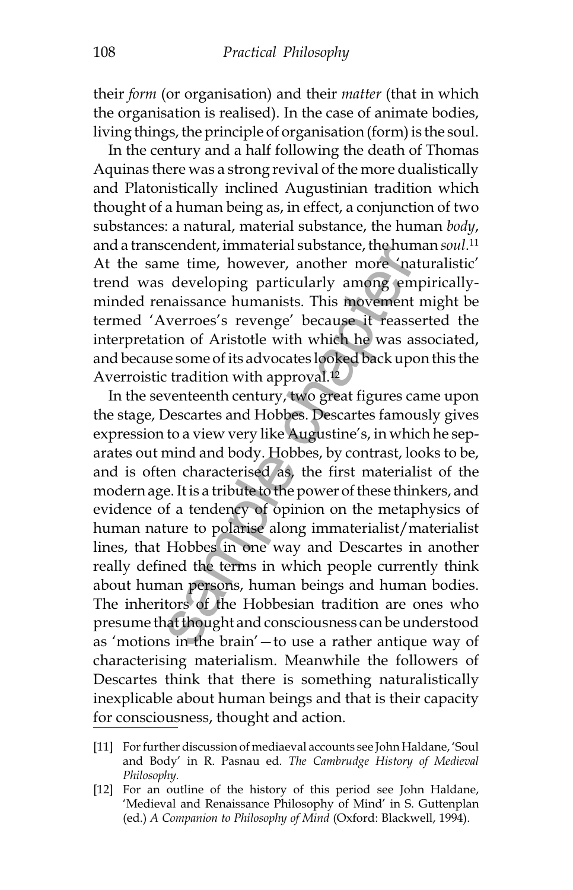their *form* (or organisation) and their *matter* (that in which the organisation is realised). In the case of animate bodies, living things, the principle of organisation (form) is the soul.

In the century and a half following the death of Thomas Aquinas there was a strong revival of the more dualistically and Platonistically inclined Augustinian tradition which thought of a human being as, in effect, a conjunction of two substances: a natural, material substance, the human *body*, and a transcendent, immaterial substance, the human *soul*.[11] At the same time, however, another more 'naturalistic' trend was developing particularly among empirically-minded renaissance humanists. This movement might be termed 'Averroes's revenge' because it reasserted the interpretation of Aristotle with which he was associated, and because some of its advocates looked back upon this the Averroistic tradition with approval.[12]

In the seventeenth century, two great figures came upon the stage, Descartes and Hobbes. Descartes famously gives expression to a view very like Augustine's, in which he separates out mind and body. Hobbes, by contrast, looks to be, and is often characterised as, the first materialist of the modern age. It is a tribute to the power of these thinkers, and evidence of a tendency of opinion on the metaphysics of human nature to polarise along immaterialist/materialist lines, that Hobbes in one way and Descartes in another really defined the terms in which people currently think about human persons, human beings and human bodies. The inheritors of the Hobbesian tradition are ones who presume that thought and consciousness can be understood as 'motions in the brain'—to use a rather antique way of characterising materialism. Meanwhile the followers of Descartes think that there is something naturalistically inexplicable about human beings and that is their capacity for consciousness, thought and action.

[11] For further discussion of mediaeval accounts see John Haldane, 'Soul and Body' in R. Pasnau ed. *The Cambrudge History of Medieval Philosophy*.

[12] For an outline of the history of this period see John Haldane, 'Medieval and Renaissance Philosophy of Mind' in S. Guttenplan (ed.) *A Companion to Philosophy of Mind* (Oxford: Blackwell, 1994).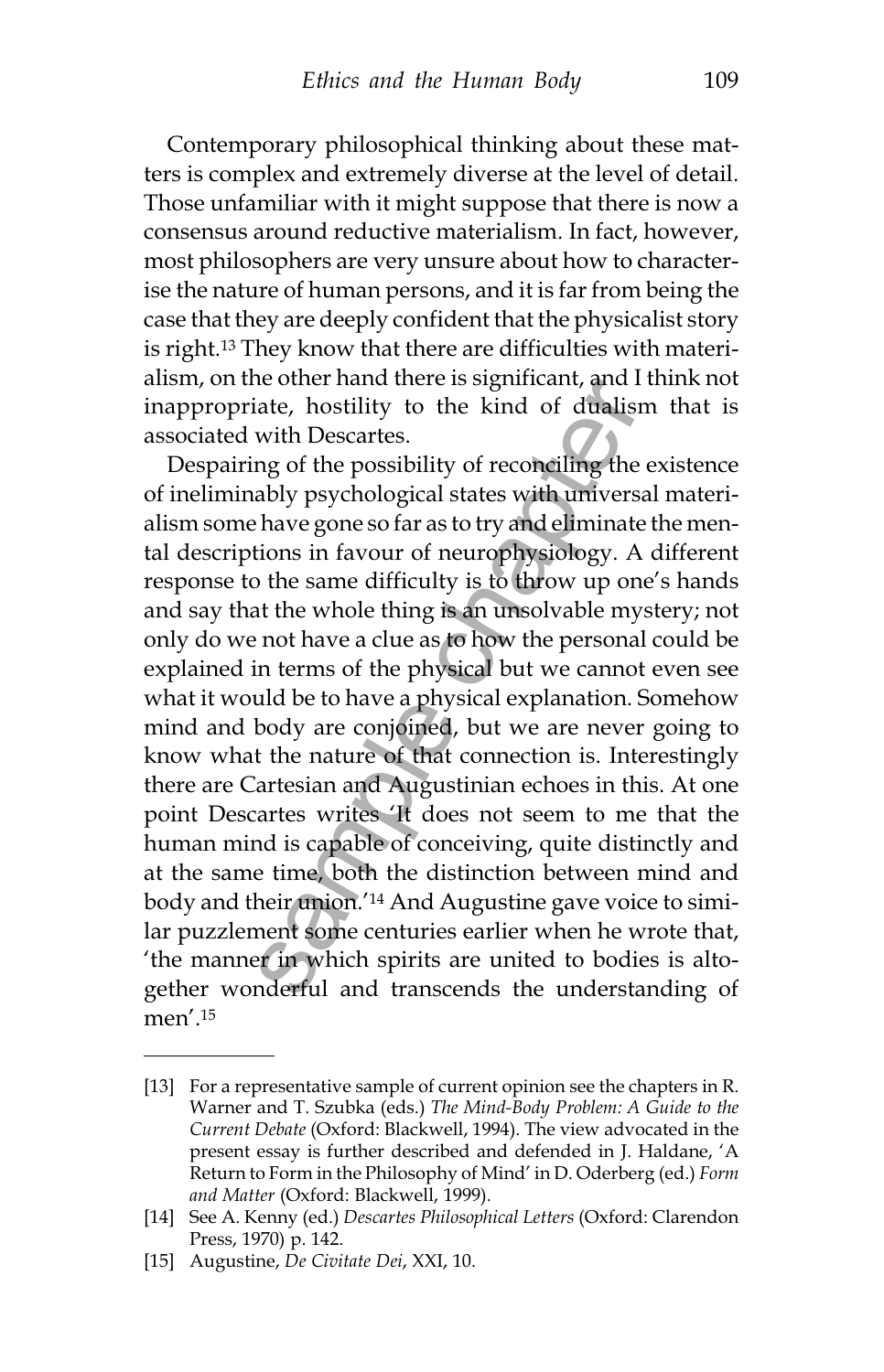Contemporary philosophical thinking about these matters is complex and extremely diverse at the level of detail. Those unfamiliar with it might suppose that there is now a consensus around reductive materialism. In fact, however, most philosophers are very unsure about how to characterise the nature of human persons, and it is far from being the case that they are deeply confident that the physicalist story is right.[13] They know that there are difficulties with materialism, on the other hand there is significant, and I think not inappropriate, hostility to the kind of dualism that is associated with Descartes.

Despairing of the possibility of reconciling the existence of ineliminably psychological states with universal materialism some have gone so far as to try and eliminate the mental descriptions in favour of neurophysiology. A different response to the same difficulty is to throw up one's hands and say that the whole thing is an unsolvable mystery; not only do we not have a clue as to how the personal could be explained in terms of the physical but we cannot even see what it would be to have a physical explanation. Somehow mind and body are conjoined, but we are never going to know what the nature of that connection is. Interestingly there are Cartesian and Augustinian echoes in this. At one point Descartes writes 'It does not seem to me that the human mind is capable of conceiving, quite distinctly and at the same time, both the distinction between mind and body and their union.'[14] And Augustine gave voice to similar puzzlement some centuries earlier when he wrote that, 'the manner in which spirits are united to bodies is altogether wonderful and transcends the understanding of men'.[15]

---

[13] For a representative sample of current opinion see the chapters in R. Warner and T. Szubka (eds.) *The Mind-Body Problem: A Guide to the Current Debate* (Oxford: Blackwell, 1994). The view advocated in the present essay is further described and defended in J. Haldane, 'A Return to Form in the Philosophy of Mind' in D. Oderberg (ed.) *Form and Matter* (Oxford: Blackwell, 1999).

[14] See A. Kenny (ed.) *Descartes Philosophical Letters* (Oxford: Clarendon Press, 1970) p. 142.

[15] Augustine, *De Civitate Dei*, XXI, 10.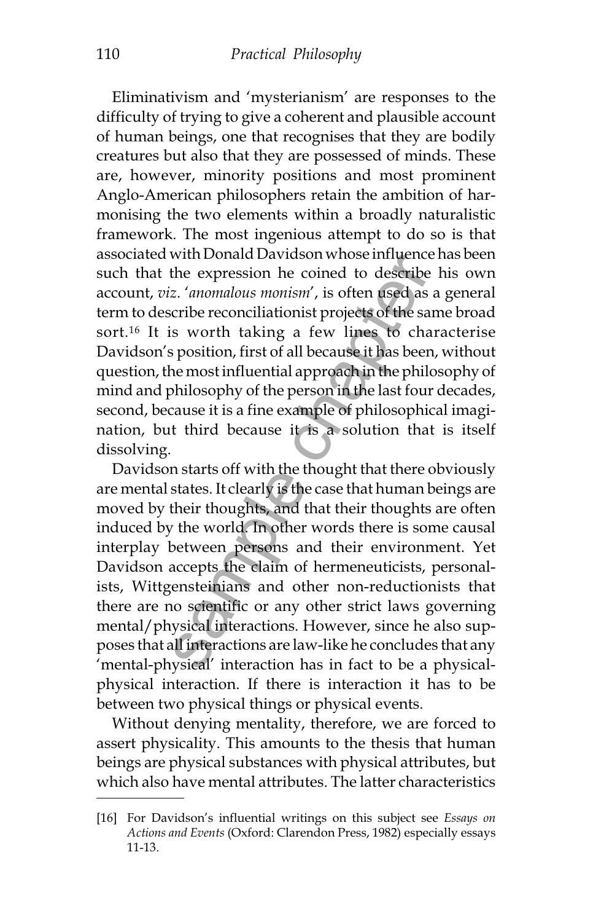Eliminativism and 'mysterianism' are responses to the difficulty of trying to give a coherent and plausible account of human beings, one that recognises that they are bodily creatures but also that they are possessed of minds. These are, however, minority positions and most prominent Anglo-American philosophers retain the ambition of harmonising the two elements within a broadly naturalistic framework. The most ingenious attempt to do so is that associated with Donald Davidson whose influence has been such that the expression he coined to describe his own account, *viz*. '*anomalous monism*', is often used as a general term to describe reconciliationist projects of the same broad sort.[16] It is worth taking a few lines to characterise Davidson's position, first of all because it has been, without question, the most influential approach in the philosophy of mind and philosophy of the person in the last four decades, second, because it is a fine example of philosophical imagination, but third because it is a solution that is itself dissolving.

Davidson starts off with the thought that there obviously are mental states. It clearly is the case that human beings are moved by their thoughts, and that their thoughts are often induced by the world. In other words there is some causal interplay between persons and their environment. Yet Davidson accepts the claim of hermeneuticists, personalists, Wittgensteinians and other non-reductionists that there are no scientific or any other strict laws governing mental/physical interactions. However, since he also supposes that all interactions are law-like he concludes that any 'mental-physical' interaction has in fact to be a physical-physical interaction. If there is interaction it has to be between two physical things or physical events.

Without denying mentality, therefore, we are forced to assert physicality. This amounts to the thesis that human beings are physical substances with physical attributes, but which also have mental attributes. The latter characteristics

[16] For Davidson's influential writings on this subject see *Essays on Actions and Events* (Oxford: Clarendon Press, 1982) especially essays 11-13.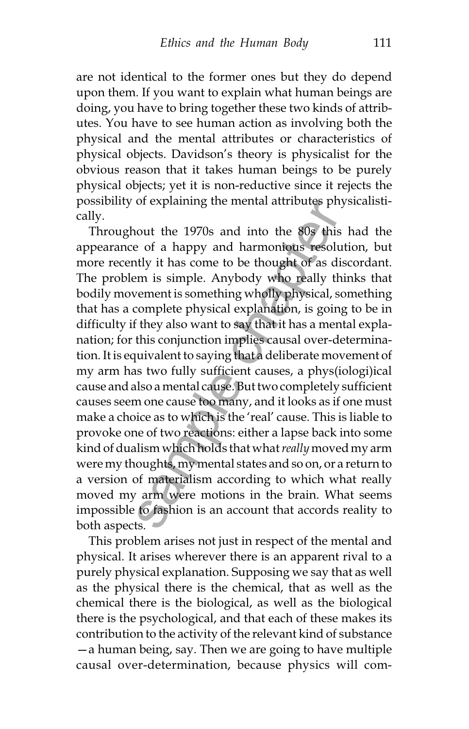are not identical to the former ones but they do depend upon them. If you want to explain what human beings are doing, you have to bring together these two kinds of attributes. You have to see human action as involving both the physical and the mental attributes or characteristics of physical objects. Davidson's theory is physicalist for the obvious reason that it takes human beings to be purely physical objects; yet it is non-reductive since it rejects the possibility of explaining the mental attributes physicalistically.

Throughout the 1970s and into the 80s this had the appearance of a happy and harmonious resolution, but more recently it has come to be thought of as discordant. The problem is simple. Anybody who really thinks that bodily movement is something wholly physical, something that has a complete physical explanation, is going to be in difficulty if they also want to say that it has a mental explanation; for this conjunction implies causal over-determination. It is equivalent to saying that a deliberate movement of my arm has two fully sufficient causes, a phys(iologi)ical cause and also a mental cause. But two completely sufficient causes seem one cause too many, and it looks as if one must make a choice as to which is the 'real' cause. This is liable to provoke one of two reactions: either a lapse back into some kind of dualism which holds that what *really* moved my arm were my thoughts, my mental states and so on, or a return to a version of materialism according to which what really moved my arm were motions in the brain. What seems impossible to fashion is an account that accords reality to both aspects.

This problem arises not just in respect of the mental and physical. It arises wherever there is an apparent rival to a purely physical explanation. Supposing we say that as well as the physical there is the chemical, that as well as the chemical there is the biological, as well as the biological there is the psychological, and that each of these makes its contribution to the activity of the relevant kind of substance —a human being, say. Then we are going to have multiple causal over-determination, because physics will com-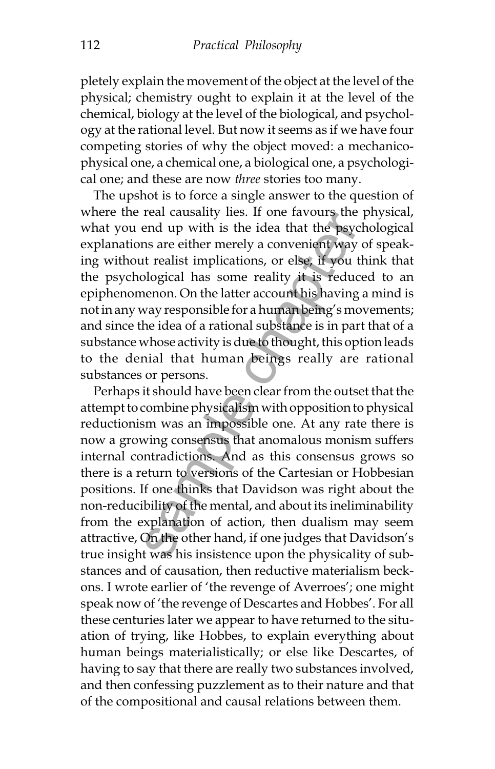pletely explain the movement of the object at the level of the physical; chemistry ought to explain it at the level of the chemical, biology at the level of the biological, and psychology at the rational level. But now it seems as if we have four competing stories of why the object moved: a mechanico-physical one, a chemical one, a biological one, a psychological one; and these are now *three* stories too many.

The upshot is to force a single answer to the question of where the real causality lies. If one favours the physical, what you end up with is the idea that the psychological explanations are either merely a convenient way of speaking without realist implications, or else, if you think that the psychological has some reality it is reduced to an epiphenomenon. On the latter account his having a mind is not in any way responsible for a human being's movements; and since the idea of a rational substance is in part that of a substance whose activity is due to thought, this option leads to the denial that human beings really are rational substances or persons.

Perhaps it should have been clear from the outset that the attempt to combine physicalism with opposition to physical reductionism was an impossible one. At any rate there is now a growing consensus that anomalous monism suffers internal contradictions. And as this consensus grows so there is a return to versions of the Cartesian or Hobbesian positions. If one thinks that Davidson was right about the non-reducibility of the mental, and about its ineliminability from the explanation of action, then dualism may seem attractive, On the other hand, if one judges that Davidson's true insight was his insistence upon the physicality of substances and of causation, then reductive materialism beckons. I wrote earlier of 'the revenge of Averroes'; one might speak now of 'the revenge of Descartes and Hobbes'. For all these centuries later we appear to have returned to the situation of trying, like Hobbes, to explain everything about human beings materialistically; or else like Descartes, of having to say that there are really two substances involved, and then confessing puzzlement as to their nature and that of the compositional and causal relations between them.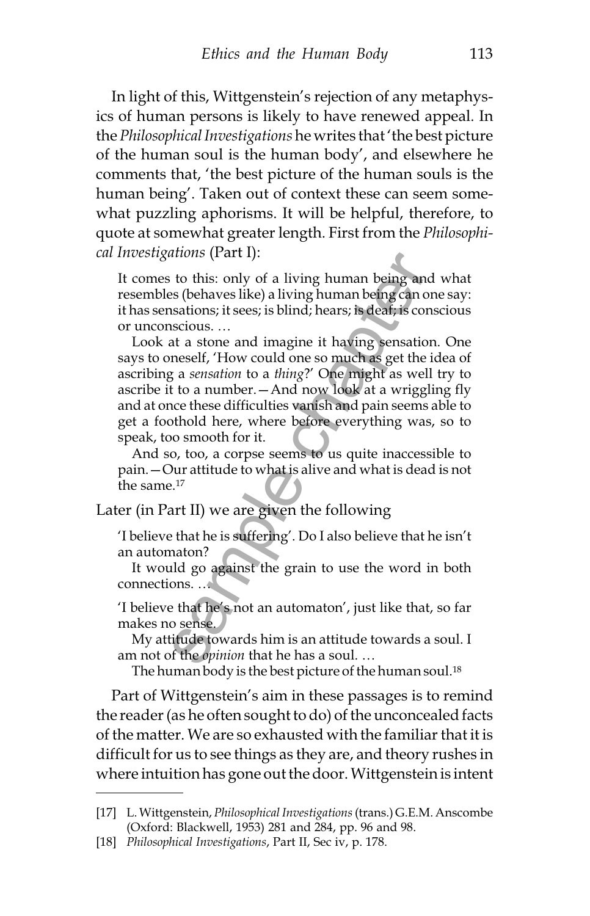In light of this, Wittgenstein's rejection of any metaphysics of human persons is likely to have renewed appeal. In the *Philosophical Investigations* he writes that 'the best picture of the human soul is the human body', and elsewhere he comments that, 'the best picture of the human souls is the human being'. Taken out of context these can seem somewhat puzzling aphorisms. It will be helpful, therefore, to quote at somewhat greater length. First from the *Philosophical Investigations* (Part I):

> It comes to this: only of a living human being and what resembles (behaves like) a living human being can one say: it has sensations; it sees; is blind; hears; is deaf; is conscious or unconscious. …
>
> Look at a stone and imagine it having sensation. One says to oneself, 'How could one so much as get the idea of ascribing a *sensation* to a *thing*?' One might as well try to ascribe it to a number.—And now look at a wriggling fly and at once these difficulties vanish and pain seems able to get a foothold here, where before everything was, so to speak, too smooth for it.
>
> And so, too, a corpse seems to us quite inaccessible to pain.—Our attitude to what is alive and what is dead is not the same.[17]

Later (in Part II) we are given the following

> 'I believe that he is suffering'. Do I also believe that he isn't an automaton?
>
> It would go against the grain to use the word in both connections. …
>
> 'I believe that he's not an automaton', just like that, so far makes no sense.
>
> My attitude towards him is an attitude towards a soul. I am not of the *opinion* that he has a soul. …
>
> The human body is the best picture of the human soul.[18]

Part of Wittgenstein's aim in these passages is to remind the reader (as he often sought to do) of the unconcealed facts of the matter. We are so exhausted with the familiar that it is difficult for us to see things as they are, and theory rushes in where intuition has gone out the door. Wittgenstein is intent

---

[17] L. Wittgenstein, *Philosophical Investigations* (trans.) G.E.M. Anscombe (Oxford: Blackwell, 1953) 281 and 284, pp. 96 and 98.

[18] *Philosophical Investigations*, Part II, Sec iv, p. 178.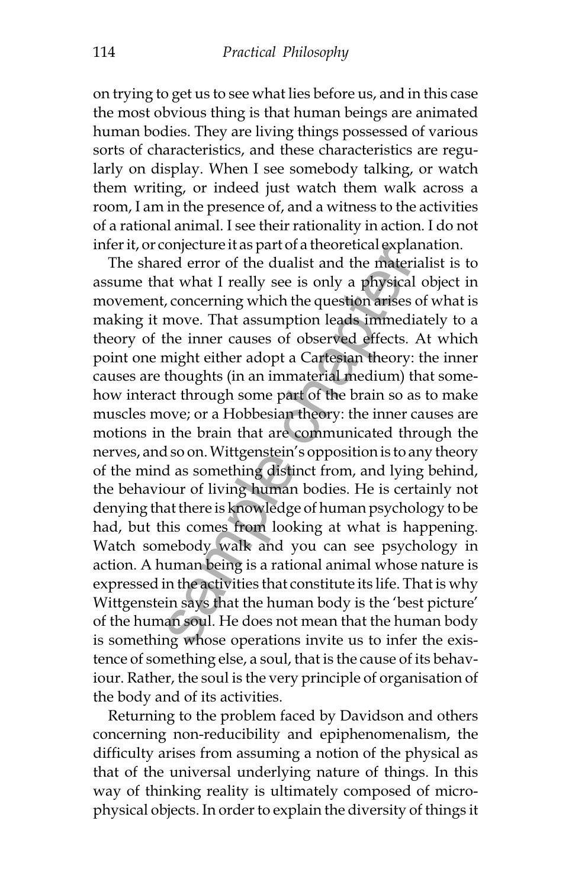on trying to get us to see what lies before us, and in this case the most obvious thing is that human beings are animated human bodies. They are living things possessed of various sorts of characteristics, and these characteristics are regularly on display. When I see somebody talking, or watch them writing, or indeed just watch them walk across a room, I am in the presence of, and a witness to the activities of a rational animal. I see their rationality in action. I do not infer it, or conjecture it as part of a theoretical explanation.

The shared error of the dualist and the materialist is to assume that what I really see is only a physical object in movement, concerning which the question arises of what is making it move. That assumption leads immediately to a theory of the inner causes of observed effects. At which point one might either adopt a Cartesian theory: the inner causes are thoughts (in an immaterial medium) that somehow interact through some part of the brain so as to make muscles move; or a Hobbesian theory: the inner causes are motions in the brain that are communicated through the nerves, and so on. Wittgenstein's opposition is to any theory of the mind as something distinct from, and lying behind, the behaviour of living human bodies. He is certainly not denying that there is knowledge of human psychology to be had, but this comes from looking at what is happening. Watch somebody walk and you can see psychology in action. A human being is a rational animal whose nature is expressed in the activities that constitute its life. That is why Wittgenstein says that the human body is the 'best picture' of the human soul. He does not mean that the human body is something whose operations invite us to infer the existence of something else, a soul, that is the cause of its behaviour. Rather, the soul is the very principle of organisation of the body and of its activities.

Returning to the problem faced by Davidson and others concerning non-reducibility and epiphenomenalism, the difficulty arises from assuming a notion of the physical as that of the universal underlying nature of things. In this way of thinking reality is ultimately composed of microphysical objects. In order to explain the diversity of things it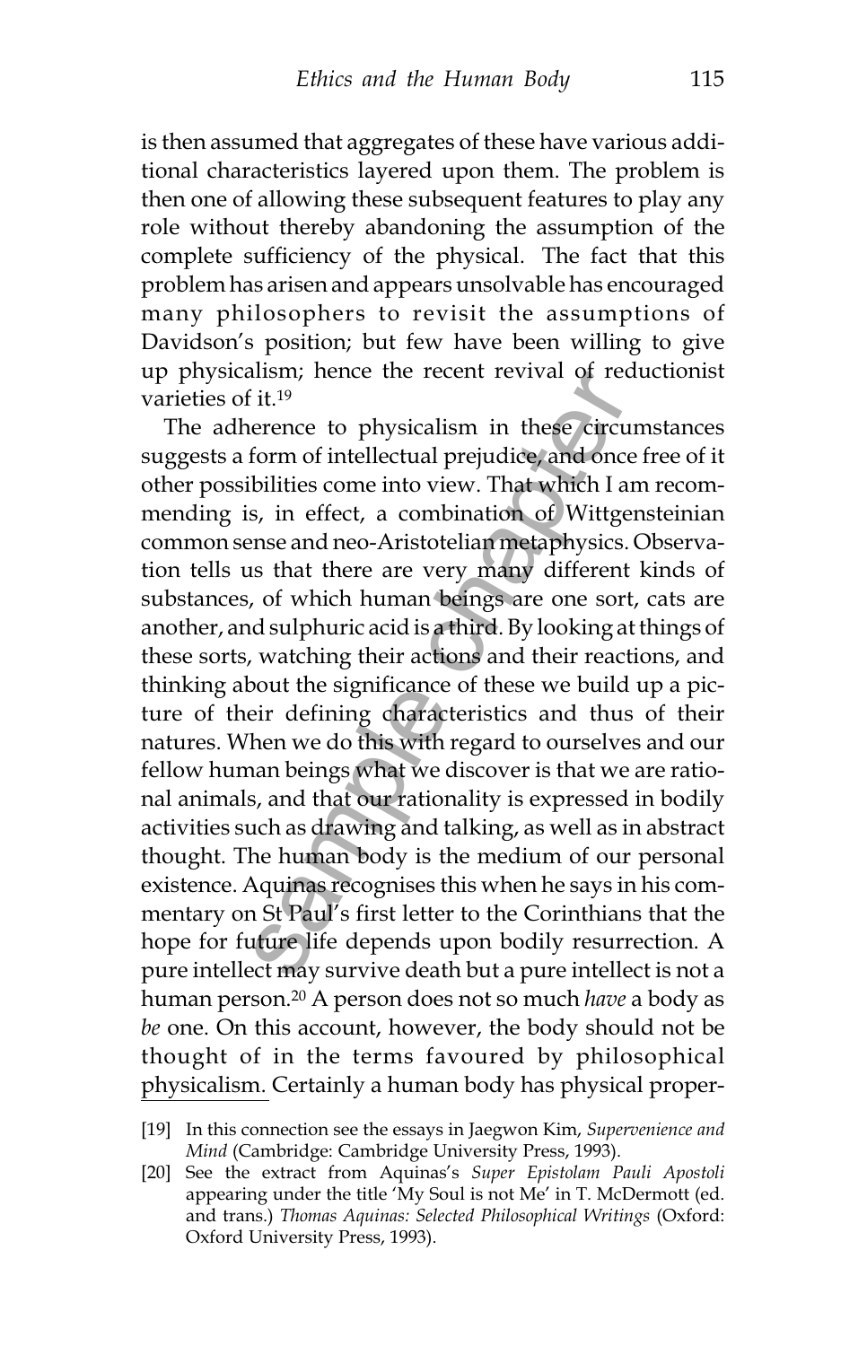is then assumed that aggregates of these have various additional characteristics layered upon them. The problem is then one of allowing these subsequent features to play any role without thereby abandoning the assumption of the complete sufficiency of the physical. The fact that this problem has arisen and appears unsolvable has encouraged many philosophers to revisit the assumptions of Davidson's position; but few have been willing to give up physicalism; hence the recent revival of reductionist varieties of it.[19]

The adherence to physicalism in these circumstances suggests a form of intellectual prejudice, and once free of it other possibilities come into view. That which I am recommending is, in effect, a combination of Wittgensteinian common sense and neo-Aristotelian metaphysics. Observation tells us that there are very many different kinds of substances, of which human beings are one sort, cats are another, and sulphuric acid is a third. By looking at things of these sorts, watching their actions and their reactions, and thinking about the significance of these we build up a picture of their defining characteristics and thus of their natures. When we do this with regard to ourselves and our fellow human beings what we discover is that we are rational animals, and that our rationality is expressed in bodily activities such as drawing and talking, as well as in abstract thought. The human body is the medium of our personal existence. Aquinas recognises this when he says in his commentary on St Paul's first letter to the Corinthians that the hope for future life depends upon bodily resurrection. A pure intellect may survive death but a pure intellect is not a human person.[20] A person does not so much *have* a body as *be* one. On this account, however, the body should not be thought of in the terms favoured by philosophical physicalism. Certainly a human body has physical proper-

[19] In this connection see the essays in Jaegwon Kim, *Supervenience and Mind* (Cambridge: Cambridge University Press, 1993).

[20] See the extract from Aquinas's *Super Epistolam Pauli Apostoli* appearing under the title 'My Soul is not Me' in T. McDermott (ed. and trans.) *Thomas Aquinas: Selected Philosophical Writings* (Oxford: Oxford University Press, 1993).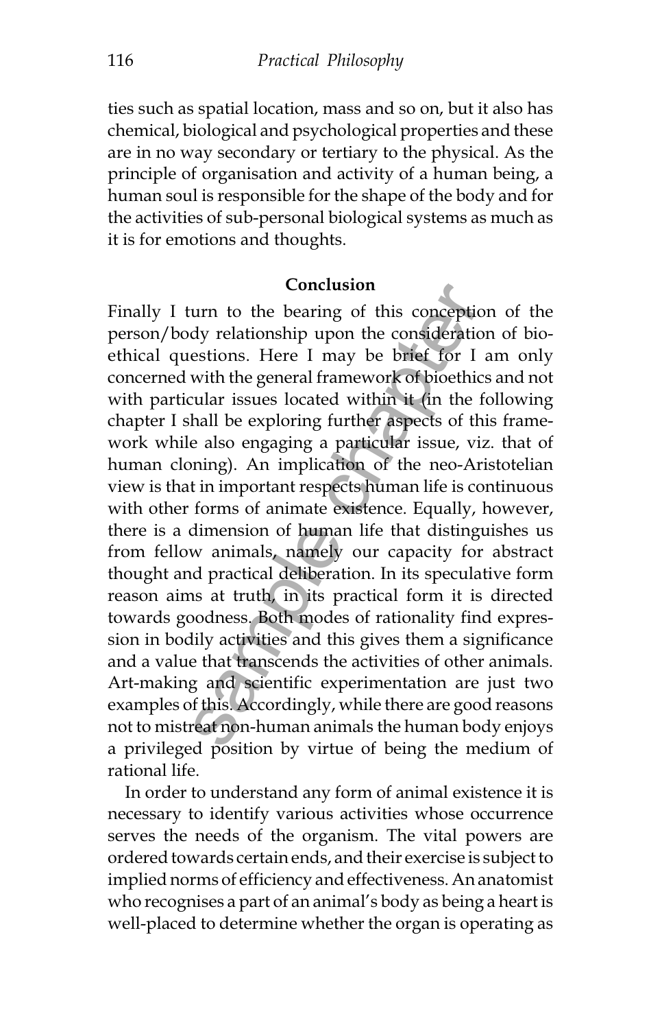ties such as spatial location, mass and so on, but it also has chemical, biological and psychological properties and these are in no way secondary or tertiary to the physical. As the principle of organisation and activity of a human being, a human soul is responsible for the shape of the body and for the activities of sub-personal biological systems as much as it is for emotions and thoughts.

## Conclusion

Finally I turn to the bearing of this conception of the person/body relationship upon the consideration of bioethical questions. Here I may be brief for I am only concerned with the general framework of bioethics and not with particular issues located within it (in the following chapter I shall be exploring further aspects of this framework while also engaging a particular issue, viz. that of human cloning). An implication of the neo-Aristotelian view is that in important respects human life is continuous with other forms of animate existence. Equally, however, there is a dimension of human life that distinguishes us from fellow animals, namely our capacity for abstract thought and practical deliberation. In its speculative form reason aims at truth, in its practical form it is directed towards goodness. Both modes of rationality find expression in bodily activities and this gives them a significance and a value that transcends the activities of other animals. Art-making and scientific experimentation are just two examples of this. Accordingly, while there are good reasons not to mistreat non-human animals the human body enjoys a privileged position by virtue of being the medium of rational life.

In order to understand any form of animal existence it is necessary to identify various activities whose occurrence serves the needs of the organism. The vital powers are ordered towards certain ends, and their exercise is subject to implied norms of efficiency and effectiveness. An anatomist who recognises a part of an animal's body as being a heart is well-placed to determine whether the organ is operating as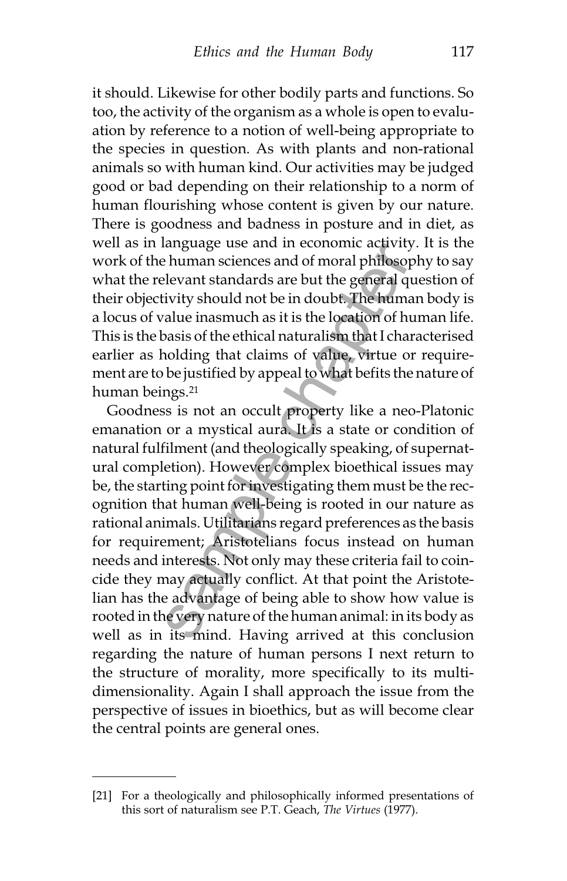it should. Likewise for other bodily parts and functions. So too, the activity of the organism as a whole is open to evaluation by reference to a notion of well-being appropriate to the species in question. As with plants and non-rational animals so with human kind. Our activities may be judged good or bad depending on their relationship to a norm of human flourishing whose content is given by our nature. There is goodness and badness in posture and in diet, as well as in language use and in economic activity. It is the work of the human sciences and of moral philosophy to say what the relevant standards are but the general question of their objectivity should not be in doubt. The human body is a locus of value inasmuch as it is the location of human life. This is the basis of the ethical naturalism that I characterised earlier as holding that claims of value, virtue or requirement are to be justified by appeal to what befits the nature of human beings.[21]

Goodness is not an occult property like a neo-Platonic emanation or a mystical aura. It is a state or condition of natural fulfilment (and theologically speaking, of supernatural completion). However complex bioethical issues may be, the starting point for investigating them must be the recognition that human well-being is rooted in our nature as rational animals. Utilitarians regard preferences as the basis for requirement; Aristotelians focus instead on human needs and interests. Not only may these criteria fail to coincide they may actually conflict. At that point the Aristotelian has the advantage of being able to show how value is rooted in the very nature of the human animal: in its body as well as in its mind. Having arrived at this conclusion regarding the nature of human persons I next return to the structure of morality, more specifically to its multidimensionality. Again I shall approach the issue from the perspective of issues in bioethics, but as will become clear the central points are general ones.

---

[21] For a theologically and philosophically informed presentations of this sort of naturalism see P.T. Geach, *The Virtues* (1977).